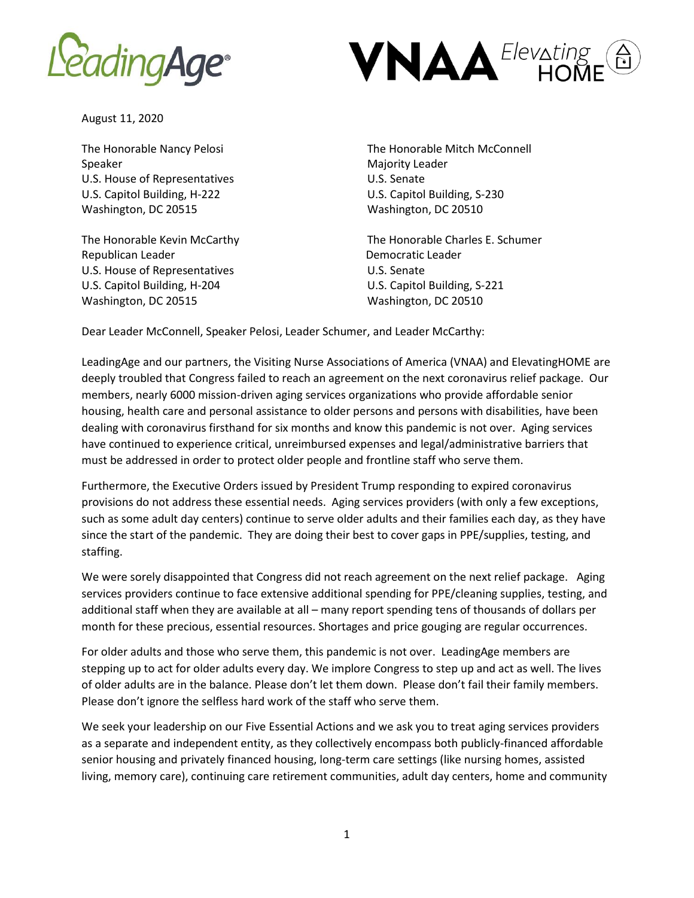August 11, 2020

The Honorable Nancy Pelosi
Speaker
U.S. House of Representatives
U.S. Capitol Building, H-222
Washington, DC 20515

The Honorable Mitch McConnell
Majority Leader
U.S. Senate
U.S. Capitol Building, S-230
Washington, DC 20510

The Honorable Kevin McCarthy
Republican Leader
U.S. House of Representatives
U.S. Capitol Building, H-204
Washington, DC 20515

The Honorable Charles E. Schumer
Democratic Leader
U.S. Senate
U.S. Capitol Building, S-221
Washington, DC 20510

Dear Leader McConnell, Speaker Pelosi, Leader Schumer, and Leader McCarthy:

LeadingAge and our partners, the Visiting Nurse Associations of America (VNAA) and ElevatingHOME are deeply troubled that Congress failed to reach an agreement on the next coronavirus relief package. Our members, nearly 6000 mission-driven aging services organizations who provide affordable senior housing, health care and personal assistance to older persons and persons with disabilities, have been dealing with coronavirus firsthand for six months and know this pandemic is not over. Aging services have continued to experience critical, unreimbursed expenses and legal/administrative barriers that must be addressed in order to protect older people and frontline staff who serve them.

Furthermore, the Executive Orders issued by President Trump responding to expired coronavirus provisions do not address these essential needs. Aging services providers (with only a few exceptions, such as some adult day centers) continue to serve older adults and their families each day, as they have since the start of the pandemic. They are doing their best to cover gaps in PPE/supplies, testing, and staffing.

We were sorely disappointed that Congress did not reach agreement on the next relief package. Aging services providers continue to face extensive additional spending for PPE/cleaning supplies, testing, and additional staff when they are available at all – many report spending tens of thousands of dollars per month for these precious, essential resources. Shortages and price gouging are regular occurrences.

For older adults and those who serve them, this pandemic is not over. LeadingAge members are stepping up to act for older adults every day. We implore Congress to step up and act as well. The lives of older adults are in the balance. Please don't let them down. Please don't fail their family members. Please don't ignore the selfless hard work of the staff who serve them.

We seek your leadership on our Five Essential Actions and we ask you to treat aging services providers as a separate and independent entity, as they collectively encompass both publicly-financed affordable senior housing and privately financed housing, long-term care settings (like nursing homes, assisted living, memory care), continuing care retirement communities, adult day centers, home and community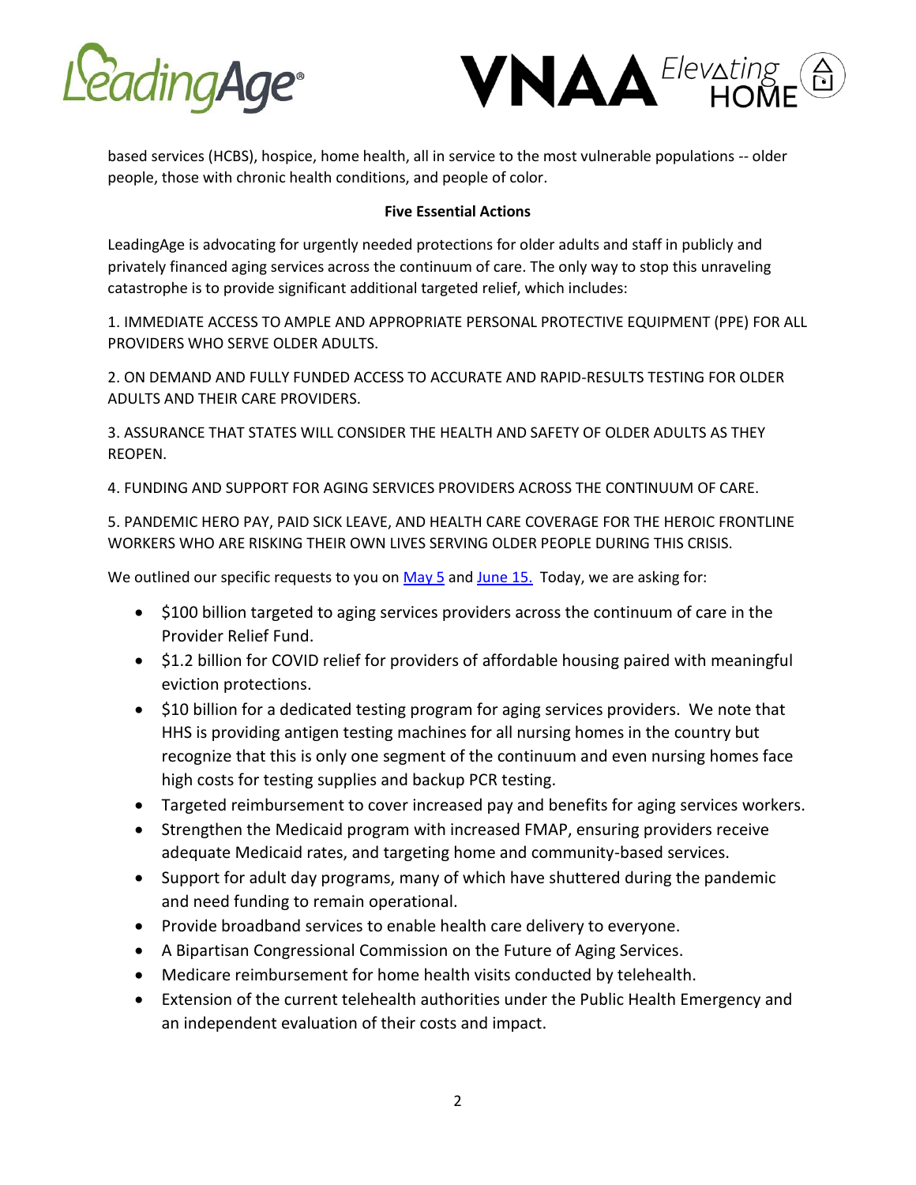based services (HCBS), hospice, home health, all in service to the most vulnerable populations -- older people, those with chronic health conditions, and people of color.

**Five Essential Actions**

LeadingAge is advocating for urgently needed protections for older adults and staff in publicly and privately financed aging services across the continuum of care. The only way to stop this unraveling catastrophe is to provide significant additional targeted relief, which includes:

1. IMMEDIATE ACCESS TO AMPLE AND APPROPRIATE PERSONAL PROTECTIVE EQUIPMENT (PPE) FOR ALL PROVIDERS WHO SERVE OLDER ADULTS.

2. ON DEMAND AND FULLY FUNDED ACCESS TO ACCURATE AND RAPID-RESULTS TESTING FOR OLDER ADULTS AND THEIR CARE PROVIDERS.

3. ASSURANCE THAT STATES WILL CONSIDER THE HEALTH AND SAFETY OF OLDER ADULTS AS THEY REOPEN.

4. FUNDING AND SUPPORT FOR AGING SERVICES PROVIDERS ACROSS THE CONTINUUM OF CARE.

5. PANDEMIC HERO PAY, PAID SICK LEAVE, AND HEALTH CARE COVERAGE FOR THE HEROIC FRONTLINE WORKERS WHO ARE RISKING THEIR OWN LIVES SERVING OLDER PEOPLE DURING THIS CRISIS.

We outlined our specific requests to you on May 5 and June 15. Today, we are asking for:

- $100 billion targeted to aging services providers across the continuum of care in the Provider Relief Fund.
- $1.2 billion for COVID relief for providers of affordable housing paired with meaningful eviction protections.
- $10 billion for a dedicated testing program for aging services providers. We note that HHS is providing antigen testing machines for all nursing homes in the country but recognize that this is only one segment of the continuum and even nursing homes face high costs for testing supplies and backup PCR testing.
- Targeted reimbursement to cover increased pay and benefits for aging services workers.
- Strengthen the Medicaid program with increased FMAP, ensuring providers receive adequate Medicaid rates, and targeting home and community-based services.
- Support for adult day programs, many of which have shuttered during the pandemic and need funding to remain operational.
- Provide broadband services to enable health care delivery to everyone.
- A Bipartisan Congressional Commission on the Future of Aging Services.
- Medicare reimbursement for home health visits conducted by telehealth.
- Extension of the current telehealth authorities under the Public Health Emergency and an independent evaluation of their costs and impact.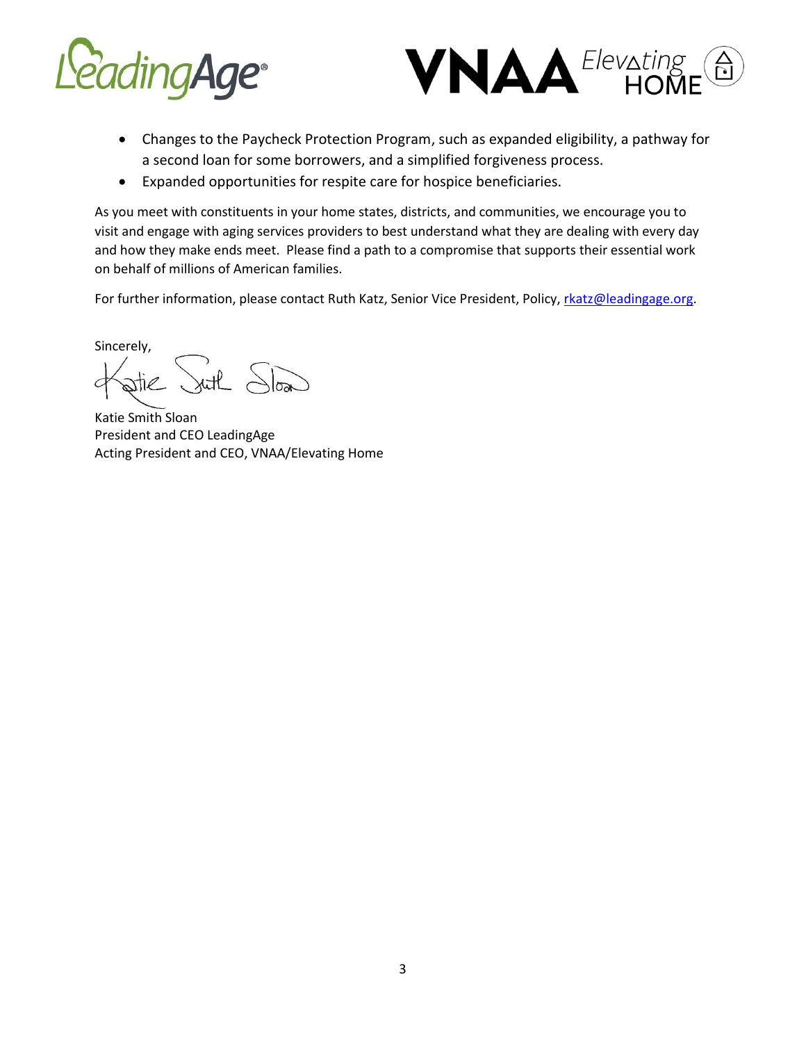- Changes to the Paycheck Protection Program, such as expanded eligibility, a pathway for a second loan for some borrowers, and a simplified forgiveness process.
- Expanded opportunities for respite care for hospice beneficiaries.

As you meet with constituents in your home states, districts, and communities, we encourage you to visit and engage with aging services providers to best understand what they are dealing with every day and how they make ends meet. Please find a path to a compromise that supports their essential work on behalf of millions of American families.

For further information, please contact Ruth Katz, Senior Vice President, Policy, rkatz@leadingage.org.

Sincerely,

Katie Smith Sloan
President and CEO LeadingAge
Acting President and CEO, VNAA/Elevating Home